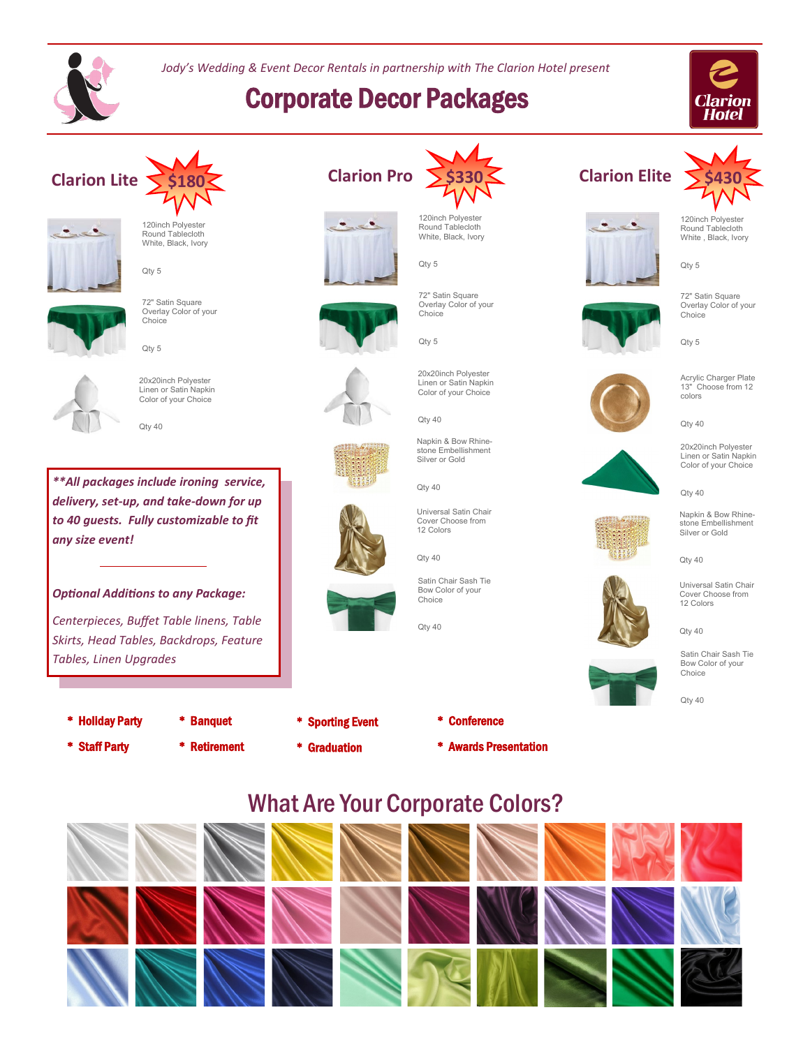*Jody's Wedding & Event Decor Rentals in partnership with The Clarion Hotel present*

# Corporate Decor Packages

## Clarion Lite $180

120inch Polyester Round Tablecloth White, Black, Ivory

Qty 5

72" Satin Square Overlay Color of your Choice

Qty 5

20x20inch Polyester Linen or Satin Napkin Color of your Choice

Qty 40

## Clarion Pro $330

120inch Polyester Round Tablecloth White, Black, Ivory

Qty 5

72" Satin Square Overlay Color of your Choice

Qty 5

20x20inch Polyester Linen or Satin Napkin Color of your Choice

Qty 40

Napkin & Bow Rhine-stone Embellishment Silver or Gold

Qty 40

Universal Satin Chair Cover Choose from 12 Colors

Qty 40

Satin Chair Sash Tie Bow Color of your Choice

Qty 40

## Clarion Elite $430

120inch Polyester Round Tablecloth White , Black, Ivory

Qty 5

72" Satin Square Overlay Color of your Choice

Qty 5

Acrylic Charger Plate 13" Choose from 12 colors

Qty 40

20x20inch Polyester Linen or Satin Napkin Color of your Choice

Qty 40

Napkin & Bow Rhine-stone Embellishment Silver or Gold

Qty 40

Universal Satin Chair Cover Choose from 12 Colors

Qty 40

Satin Chair Sash Tie Bow Color of your Choice

Qty 40

***\*\*All packages include ironing service, delivery, set-up, and take-down for up to 40 guests. Fully customizable to fit any size event!***

*Optional Additions to any Package:*

*Centerpieces, Buffet Table linens, Table Skirts, Head Tables, Backdrops, Feature Tables, Linen Upgrades*

* **Holliday Party**
* **Staff Party**
* **Banquet**
* **Retirement**
* **Sporting Event**
* **Graduation**
* **Conference**
* **Awards Presentation**

# What Are Your Corporate Colors?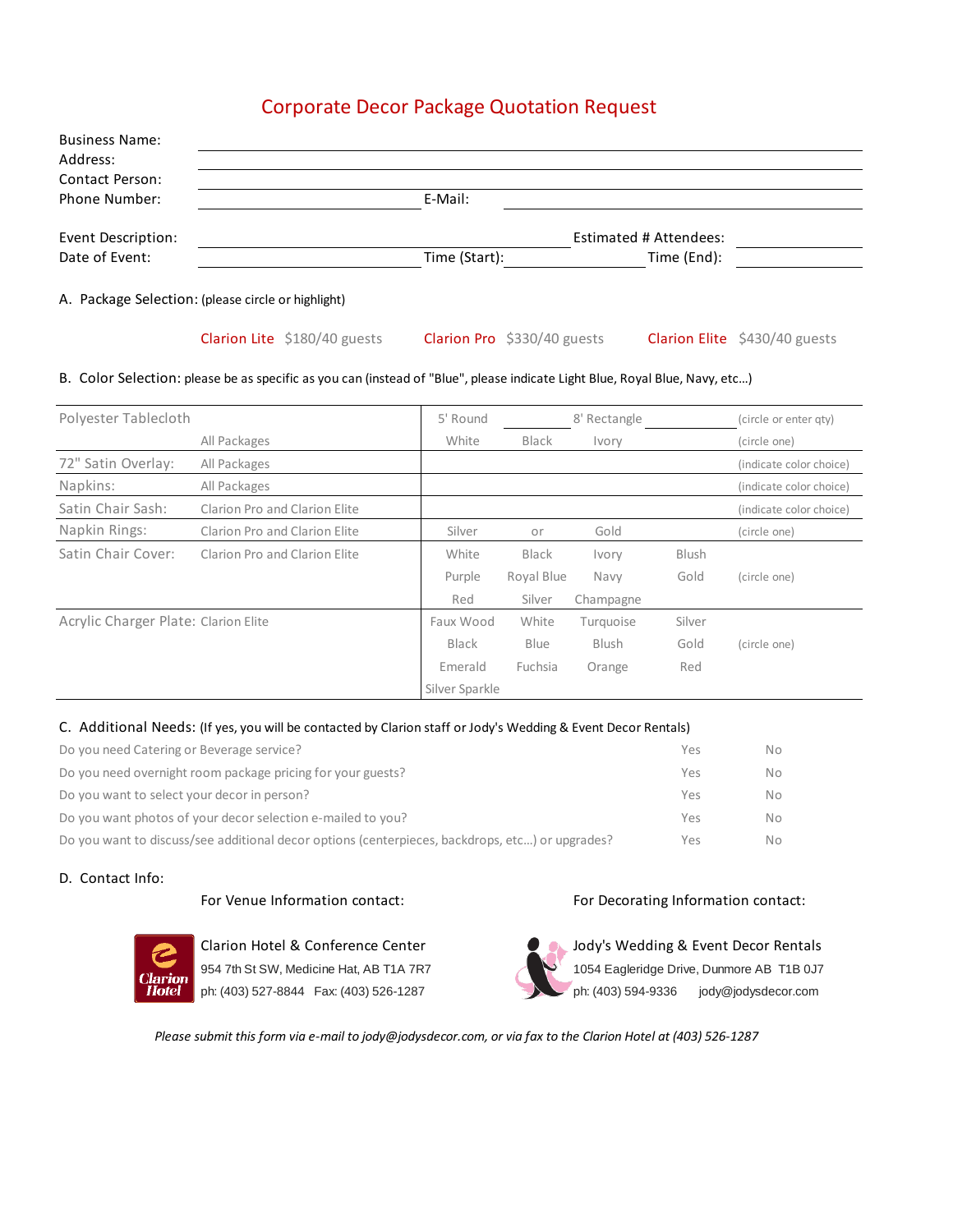# Corporate Decor Package Quotation Request

Business Name: ______________________________

Address: ______________________________

Contact Person: ______________________________

Phone Number: ______________ E-Mail: ______________

Event Description: ______________ Estimated # Attendees: ______________

Date of Event: ______________ Time (Start): ______________ Time (End): ______________

A. Package Selection: (please circle or highlight)

Clarion Lite $180/40 guests Clarion Pro $330/40 guests Clarion Elite $430/40 guests

B. Color Selection: please be as specific as you can (instead of "Blue", please indicate Light Blue, Royal Blue, Navy, etc...)

| | | | | | | |
|---|---|---|---|---|---|---|
| Polyester Tablecloth | | 5' Round | ______ | 8' Rectangle | ______ | (circle or enter qty) |
| | All Packages | White | Black | Ivory | | (circle one) |
| 72" Satin Overlay: | All Packages | | | | | (indicate color choice) |
| Napkins: | All Packages | | | | | (indicate color choice) |
| Satin Chair Sash: | Clarion Pro and Clarion Elite | | | | | (indicate color choice) |
| Napkin Rings: | Clarion Pro and Clarion Elite | Silver | or | Gold | | (circle one) |
| Satin Chair Cover: | Clarion Pro and Clarion Elite | White | Black | Ivory | Blush | |
| | | Purple | Royal Blue | Navy | Gold | (circle one) |
| | | Red | Silver | Champagne | | |
| Acrylic Charger Plate: | Clarion Elite | Faux Wood | White | Turquoise | Silver | |
| | | Black | Blue | Blush | Gold | (circle one) |
| | | Emerald | Fuchsia | Orange | Red | |
| | | Silver Sparkle | | | | |

C. Additional Needs: (If yes, you will be contacted by Clarion staff or Jody's Wedding & Event Decor Rentals)

| | | |
|---|---|---|
| Do you need Catering or Beverage service? | Yes | No |
| Do you need overnight room package pricing for your guests? | Yes | No |
| Do you want to select your decor in person? | Yes | No |
| Do you want photos of your decor selection e-mailed to you? | Yes | No |
| Do you want to discuss/see additional decor options (centerpieces, backdrops, etc...) or upgrades? | Yes | No |

D. Contact Info:

For Venue Information contact:

Clarion Hotel & Conference Center
954 7th St SW, Medicine Hat, AB T1A 7R7
ph: (403) 527-8844 Fax: (403) 526-1287

For Decorating Information contact:

Jody's Wedding & Event Decor Rentals
1054 Eagleridge Drive, Dunmore AB T1B 0J7
ph: (403) 594-9336 jody@jodysdecor.com

*Please submit this form via e-mail to jody@jodysdecor.com, or via fax to the Clarion Hotel at (403) 526-1287*